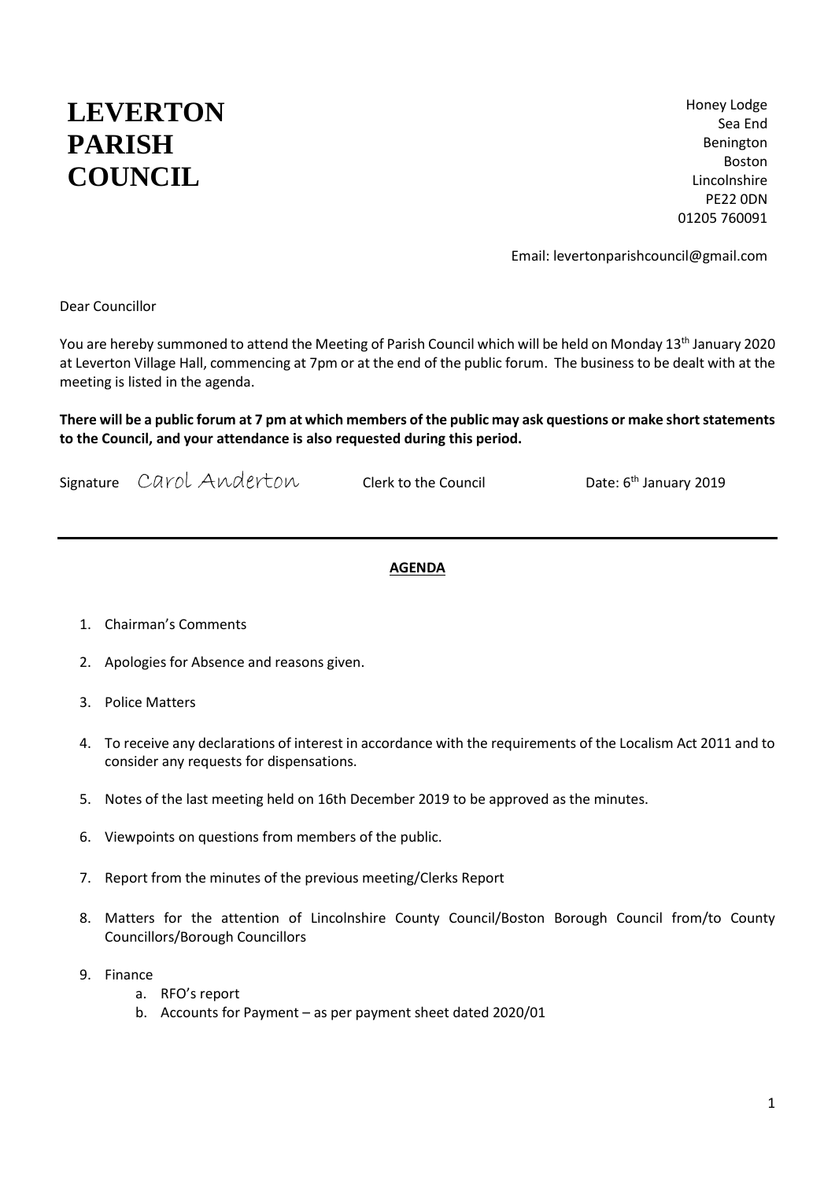# LEVERTON PARISH COUNCIL

Honey Lodge
Sea End
Benington
Boston
Lincolnshire
PE22 0DN
01205 760091

Email: levertonparishcouncil@gmail.com

Dear Councillor

You are hereby summoned to attend the Meeting of Parish Council which will be held on Monday 13th January 2020 at Leverton Village Hall, commencing at 7pm or at the end of the public forum. The business to be dealt with at the meeting is listed in the agenda.

**There will be a public forum at 7 pm at which members of the public may ask questions or make short statements to the Council, and your attendance is also requested during this period.**

Signature Carol Anderton Clerk to the Council Date: 6th January 2019

---

**AGENDA**

1. Chairman's Comments
2. Apologies for Absence and reasons given.
3. Police Matters
4. To receive any declarations of interest in accordance with the requirements of the Localism Act 2011 and to consider any requests for dispensations.
5. Notes of the last meeting held on 16th December 2019 to be approved as the minutes.
6. Viewpoints on questions from members of the public.
7. Report from the minutes of the previous meeting/Clerks Report
8. Matters for the attention of Lincolnshire County Council/Boston Borough Council from/to County Councillors/Borough Councillors
9. Finance
   a. RFO's report
   b. Accounts for Payment – as per payment sheet dated 2020/01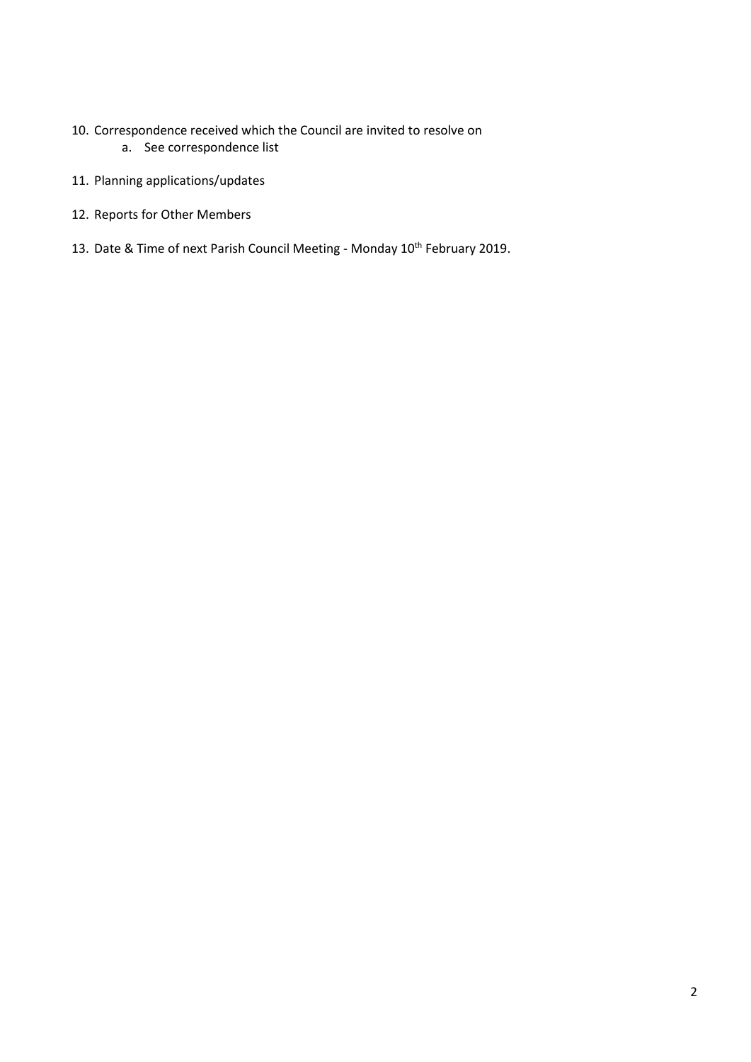10. Correspondence received which the Council are invited to resolve on
    a. See correspondence list

11. Planning applications/updates

12. Reports for Other Members

13. Date & Time of next Parish Council Meeting - Monday 10th February 2019.